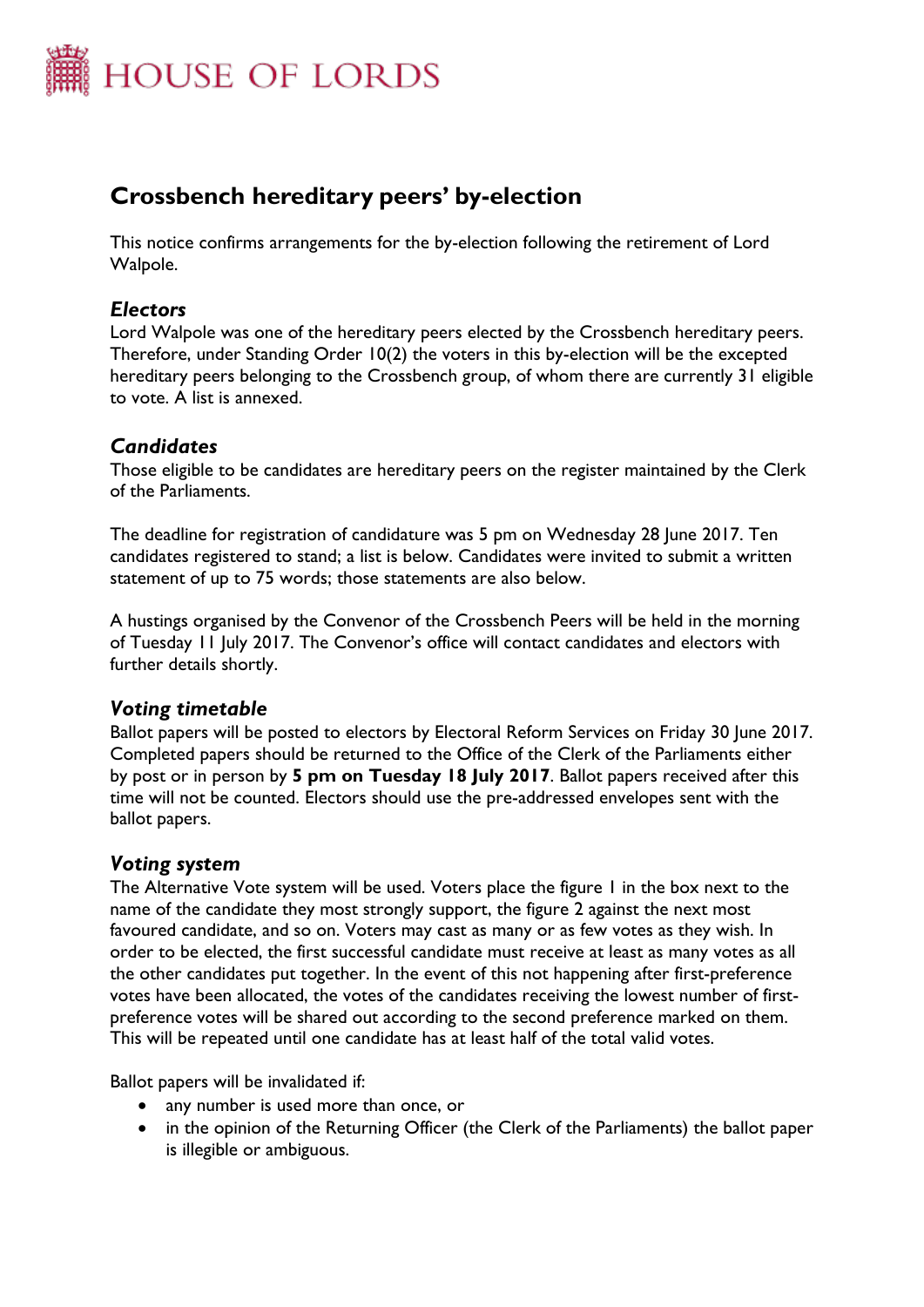HOUSE OF LORDS

# Crossbench hereditary peers' by-election

This notice confirms arrangements for the by-election following the retirement of Lord Walpole.

### *Electors*

Lord Walpole was one of the hereditary peers elected by the Crossbench hereditary peers. Therefore, under Standing Order 10(2) the voters in this by-election will be the excepted hereditary peers belonging to the Crossbench group, of whom there are currently 31 eligible to vote. A list is annexed.

### *Candidates*

Those eligible to be candidates are hereditary peers on the register maintained by the Clerk of the Parliaments.

The deadline for registration of candidature was 5 pm on Wednesday 28 June 2017. Ten candidates registered to stand; a list is below. Candidates were invited to submit a written statement of up to 75 words; those statements are also below.

A hustings organised by the Convenor of the Crossbench Peers will be held in the morning of Tuesday 11 July 2017. The Convenor's office will contact candidates and electors with further details shortly.

### *Voting timetable*

Ballot papers will be posted to electors by Electoral Reform Services on Friday 30 June 2017. Completed papers should be returned to the Office of the Clerk of the Parliaments either by post or in person by **5 pm on Tuesday 18 July 2017**. Ballot papers received after this time will not be counted. Electors should use the pre-addressed envelopes sent with the ballot papers.

### *Voting system*

The Alternative Vote system will be used. Voters place the figure 1 in the box next to the name of the candidate they most strongly support, the figure 2 against the next most favoured candidate, and so on. Voters may cast as many or as few votes as they wish. In order to be elected, the first successful candidate must receive at least as many votes as all the other candidates put together. In the event of this not happening after first-preference votes have been allocated, the votes of the candidates receiving the lowest number of first-preference votes will be shared out according to the second preference marked on them. This will be repeated until one candidate has at least half of the total valid votes.

Ballot papers will be invalidated if:

- any number is used more than once, or
- in the opinion of the Returning Officer (the Clerk of the Parliaments) the ballot paper is illegible or ambiguous.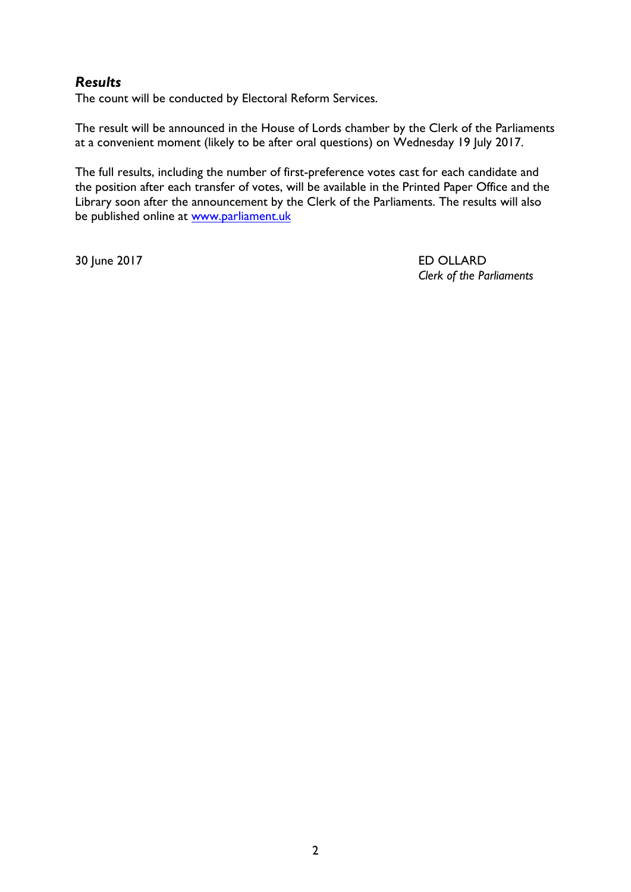### *Results*

The count will be conducted by Electoral Reform Services.

The result will be announced in the House of Lords chamber by the Clerk of the Parliaments at a convenient moment (likely to be after oral questions) on Wednesday 19 July 2017.

The full results, including the number of first-preference votes cast for each candidate and the position after each transfer of votes, will be available in the Printed Paper Office and the Library soon after the announcement by the Clerk of the Parliaments. The results will also be published online at [www.parliament.uk](http://www.parliament.uk)

30 June 2017

ED OLLARD
*Clerk of the Parliaments*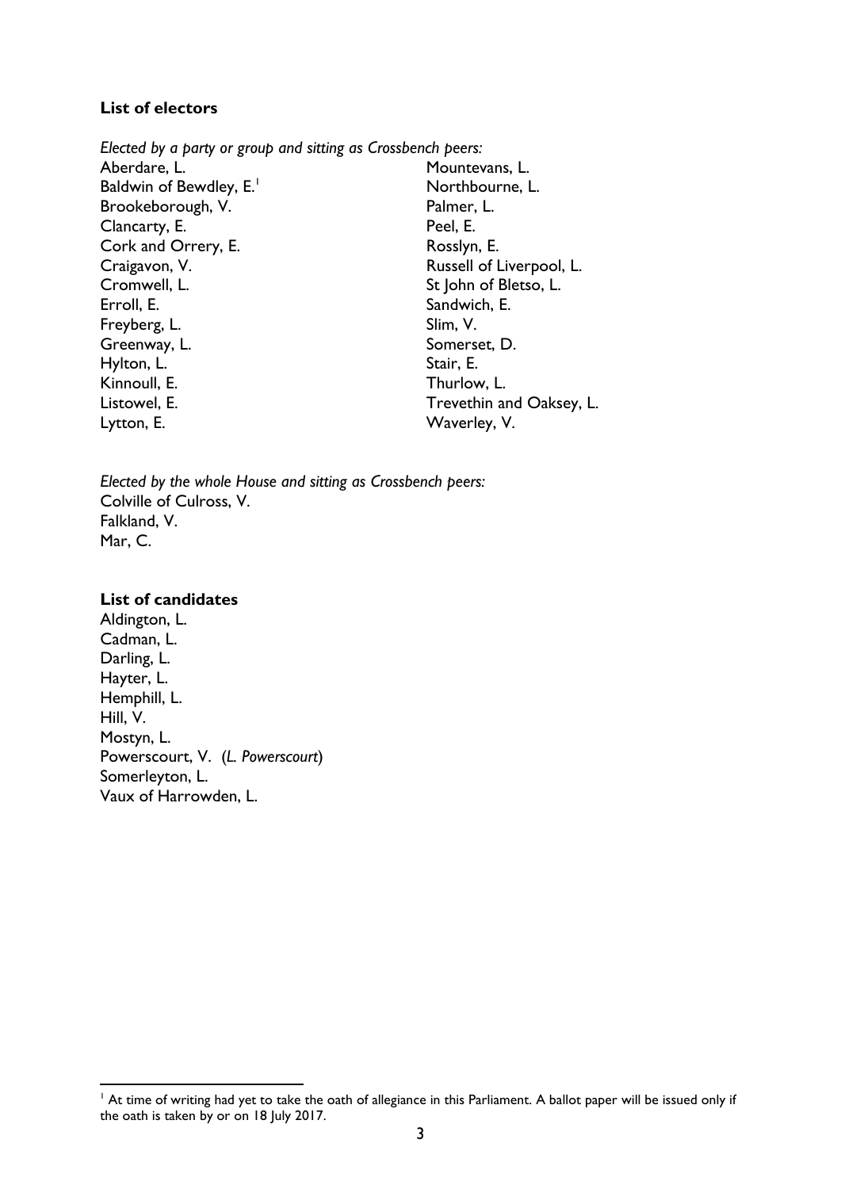**List of electors**

*Elected by a party or group and sitting as Crossbench peers:*

Aberdare, L.
Baldwin of Bewdley, E.[1]
Brookeborough, V.
Clancarty, E.
Cork and Orrery, E.
Craigavon, V.
Cromwell, L.
Erroll, E.
Freyberg, L.
Greenway, L.
Hylton, L.
Kinnoull, E.
Listowel, E.
Lytton, E.
Mountevans, L.
Northbourne, L.
Palmer, L.
Peel, E.
Rosslyn, E.
Russell of Liverpool, L.
St John of Bletso, L.
Sandwich, E.
Slim, V.
Somerset, D.
Stair, E.
Thurlow, L.
Trevethin and Oaksey, L.
Waverley, V.

*Elected by the whole House and sitting as Crossbench peers:*

Colville of Culross, V.
Falkland, V.
Mar, C.

**List of candidates**

Aldington, L.
Cadman, L.
Darling, L.
Hayter, L.
Hemphill, L.
Hill, V.
Mostyn, L.
Powerscourt, V. (*L. Powerscourt*)
Somerleyton, L.
Vaux of Harrowden, L.

[1] At time of writing had yet to take the oath of allegiance in this Parliament. A ballot paper will be issued only if the oath is taken by or on 18 July 2017.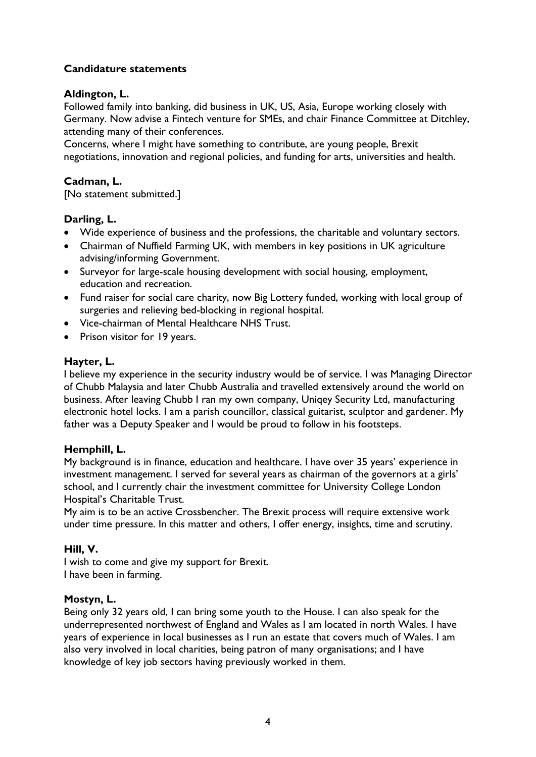## Candidature statements

### Aldington, L.

Followed family into banking, did business in UK, US, Asia, Europe working closely with Germany. Now advise a Fintech venture for SMEs, and chair Finance Committee at Ditchley, attending many of their conferences.

Concerns, where I might have something to contribute, are young people, Brexit negotiations, innovation and regional policies, and funding for arts, universities and health.

### Cadman, L.

[No statement submitted.]

### Darling, L.

- Wide experience of business and the professions, the charitable and voluntary sectors.
- Chairman of Nuffield Farming UK, with members in key positions in UK agriculture advising/informing Government.
- Surveyor for large-scale housing development with social housing, employment, education and recreation.
- Fund raiser for social care charity, now Big Lottery funded, working with local group of surgeries and relieving bed-blocking in regional hospital.
- Vice-chairman of Mental Healthcare NHS Trust.
- Prison visitor for 19 years.

### Hayter, L.

I believe my experience in the security industry would be of service. I was Managing Director of Chubb Malaysia and later Chubb Australia and travelled extensively around the world on business. After leaving Chubb I ran my own company, Uniqey Security Ltd, manufacturing electronic hotel locks. I am a parish councillor, classical guitarist, sculptor and gardener. My father was a Deputy Speaker and I would be proud to follow in his footsteps.

### Hemphill, L.

My background is in finance, education and healthcare. I have over 35 years' experience in investment management. I served for several years as chairman of the governors at a girls' school, and I currently chair the investment committee for University College London Hospital's Charitable Trust.

My aim is to be an active Crossbencher. The Brexit process will require extensive work under time pressure. In this matter and others, I offer energy, insights, time and scrutiny.

### Hill, V.

I wish to come and give my support for Brexit.
I have been in farming.

### Mostyn, L.

Being only 32 years old, I can bring some youth to the House. I can also speak for the underrepresented northwest of England and Wales as I am located in north Wales. I have years of experience in local businesses as I run an estate that covers much of Wales. I am also very involved in local charities, being patron of many organisations; and I have knowledge of key job sectors having previously worked in them.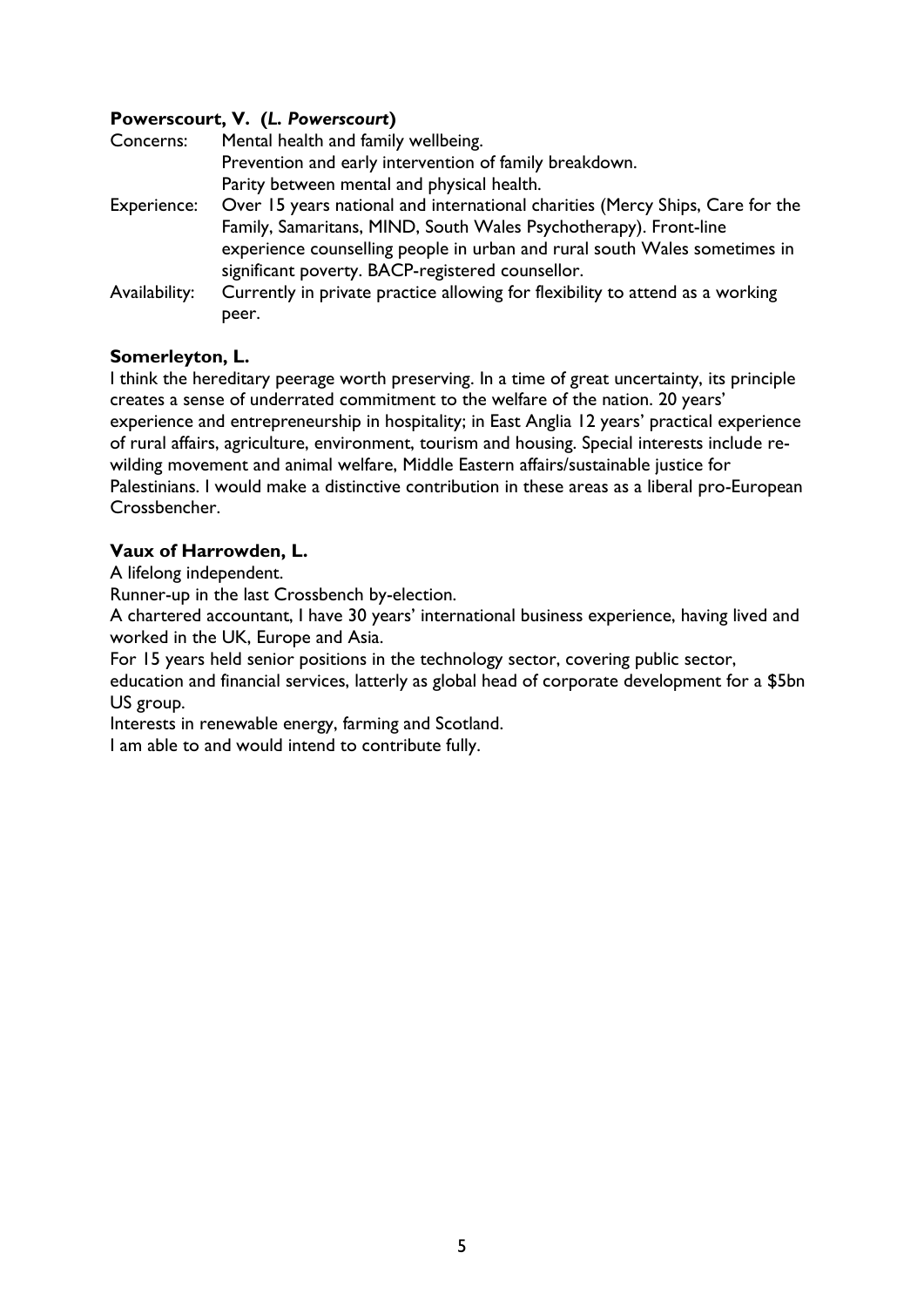**Powerscourt, V. (*L. Powerscourt*)**

| | |
|---|---|
| Concerns: | Mental health and family wellbeing. Prevention and early intervention of family breakdown. Parity between mental and physical health. |
| Experience: | Over 15 years national and international charities (Mercy Ships, Care for the Family, Samaritans, MIND, South Wales Psychotherapy). Front-line experience counselling people in urban and rural south Wales sometimes in significant poverty. BACP-registered counsellor. |
| Availability: | Currently in private practice allowing for flexibility to attend as a working peer. |

**Somerleyton, L.**

I think the hereditary peerage worth preserving. In a time of great uncertainty, its principle creates a sense of underrated commitment to the welfare of the nation. 20 years' experience and entrepreneurship in hospitality; in East Anglia 12 years' practical experience of rural affairs, agriculture, environment, tourism and housing. Special interests include re-wilding movement and animal welfare, Middle Eastern affairs/sustainable justice for Palestinians. I would make a distinctive contribution in these areas as a liberal pro-European Crossbencher.

**Vaux of Harrowden, L.**

A lifelong independent.

Runner-up in the last Crossbench by-election.

A chartered accountant, I have 30 years' international business experience, having lived and worked in the UK, Europe and Asia.

For 15 years held senior positions in the technology sector, covering public sector, education and financial services, latterly as global head of corporate development for a $5bn US group.

Interests in renewable energy, farming and Scotland.

I am able to and would intend to contribute fully.